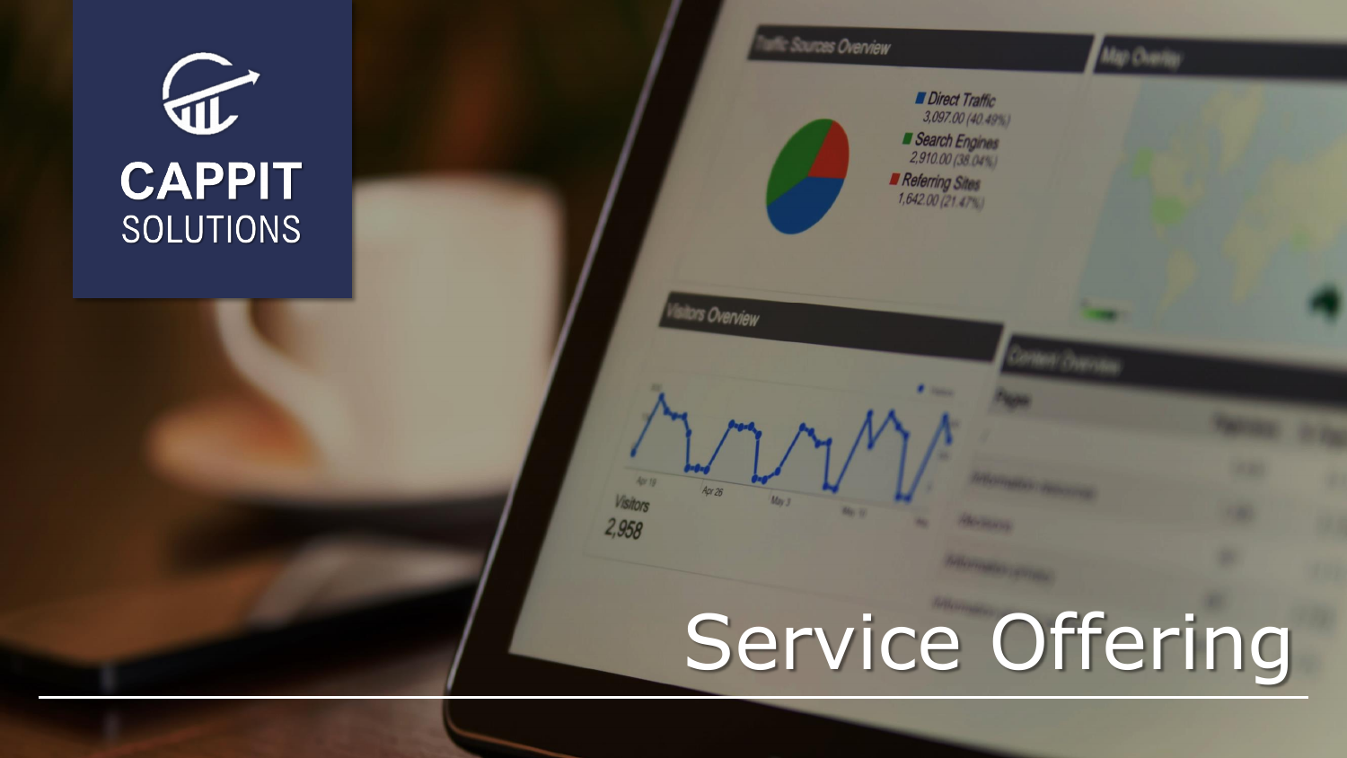CAPPIT SOLUTIONS

# Service Offering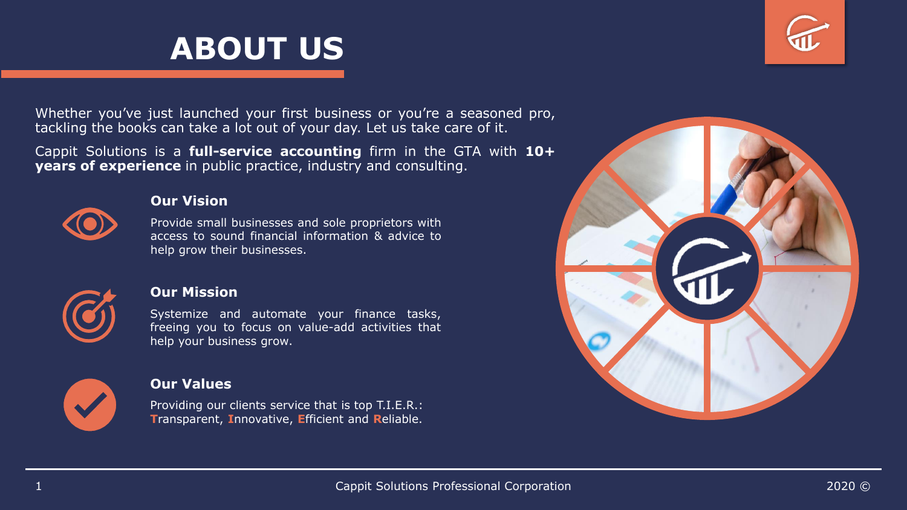# ABOUT US

Whether you've just launched your first business or you're a seasoned pro, tackling the books can take a lot out of your day. Let us take care of it.

Cappit Solutions is a **full-service accounting** firm in the GTA with **10+ years of experience** in public practice, industry and consulting.

### Our Vision

Provide small businesses and sole proprietors with access to sound financial information & advice to help grow their businesses.

### Our Mission

Systemize and automate your finance tasks, freeing you to focus on value-add activities that help your business grow.

### Our Values

Providing our clients service that is top T.I.E.R.: **T**ransparent, **I**nnovative, **E**fficient and **R**eliable.

Cappit Solutions Professional Corporation

2020 ©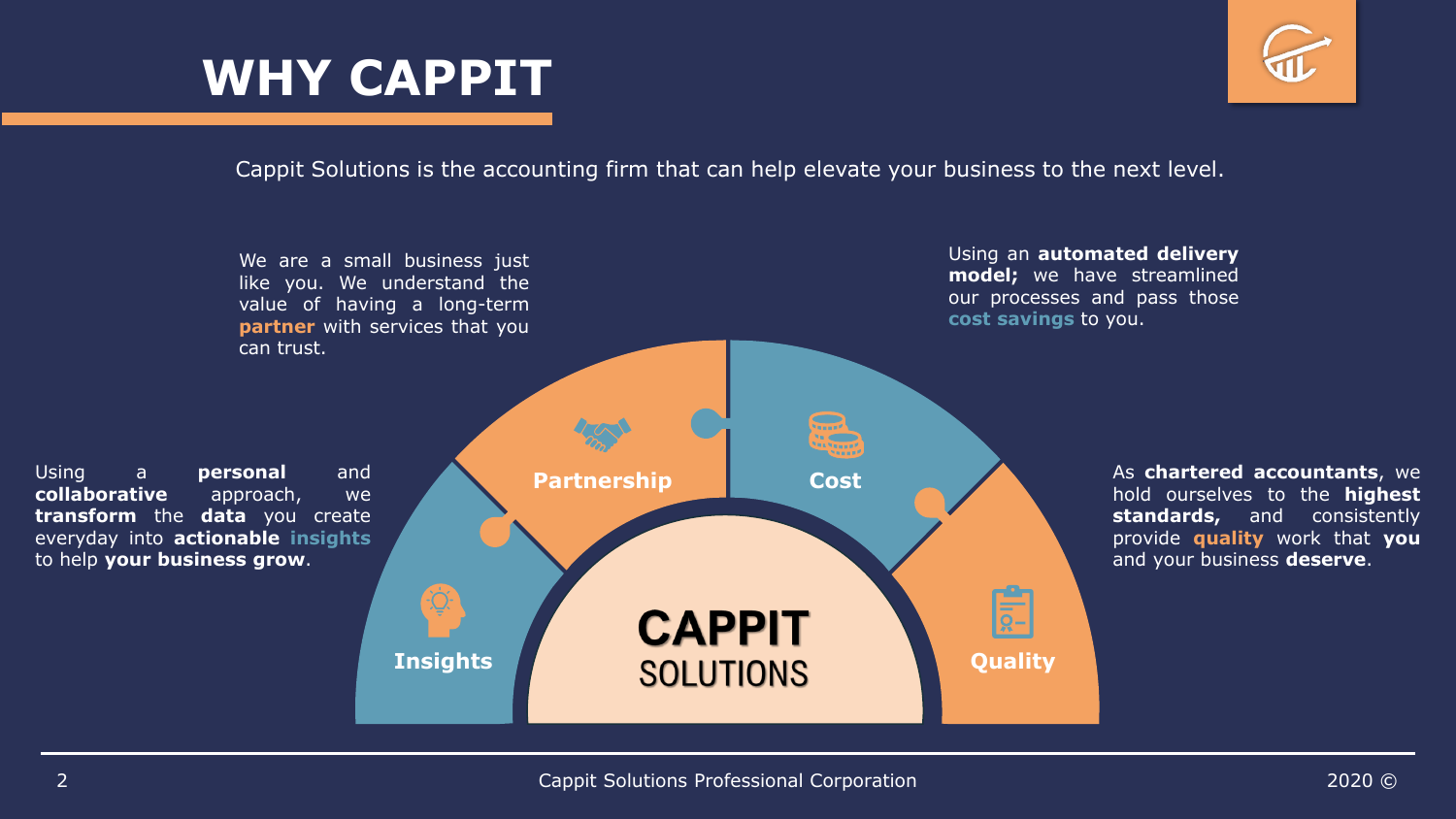# WHY CAPPIT

Cappit Solutions is the accounting firm that can help elevate your business to the next level.

**Partnership**

We are a small business just like you. We understand the value of having a long-term **partner** with services that you can trust.

**Cost**

Using an **automated delivery model;** we have streamlined our processes and pass those **cost savings** to you.

**Insights**

Using a **personal** and **collaborative** approach, we **transform** the **data** you create everyday into **actionable insights** to help **your business grow**.

**Quality**

As **chartered accountants**, we hold ourselves to the **highest standards,** and consistently provide **quality** work that **you** and your business **deserve**.

**CAPPIT**
SOLUTIONS

Cappit Solutions Professional Corporation

2020 ©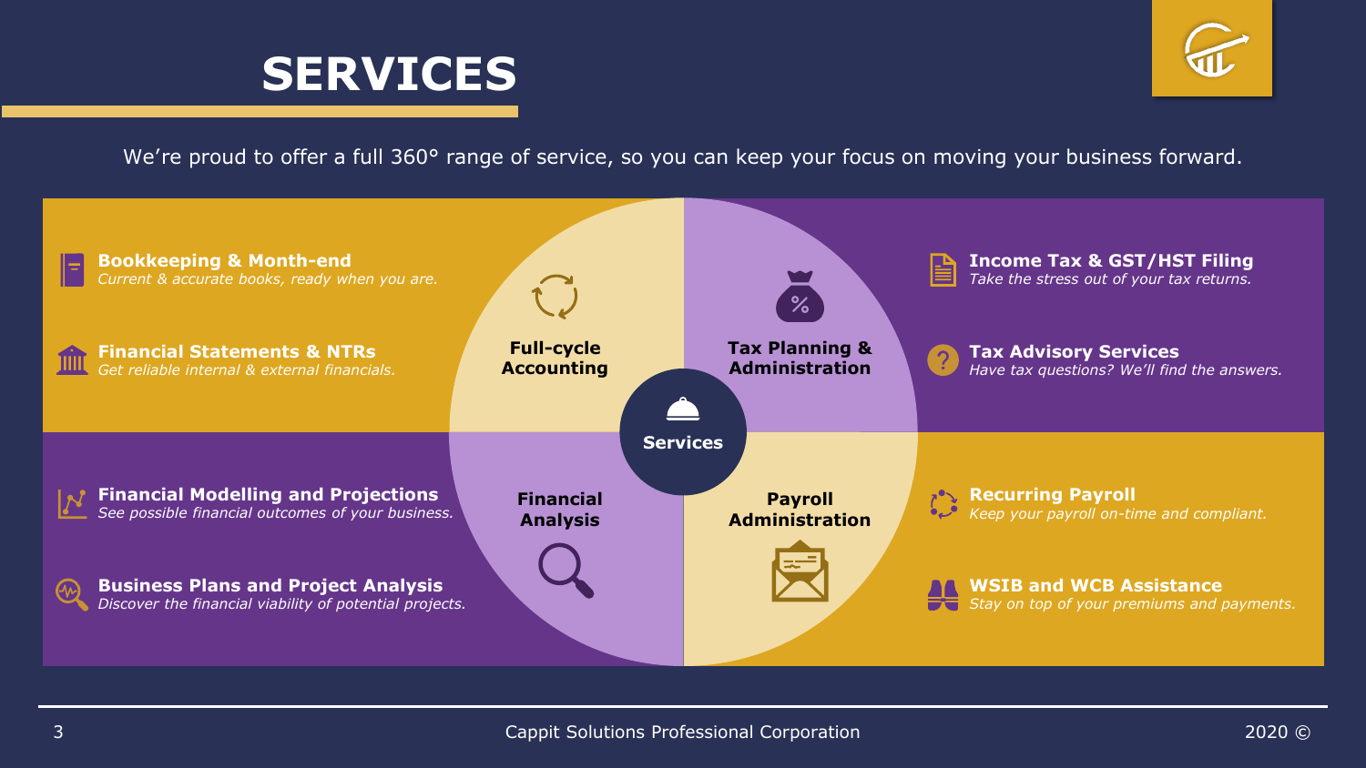# SERVICES

We're proud to offer a full 360° range of service, so you can keep your focus on moving your business forward.

## Services

### Full-cycle Accounting

**Bookkeeping & Month-end**
*Current & accurate books, ready when you are.*

**Financial Statements & NTRs**
*Get reliable internal & external financials.*

### Tax Planning & Administration

**Income Tax & GST/HST Filing**
*Take the stress out of your tax returns.*

**Tax Advisory Services**
*Have tax questions? We'll find the answers.*

### Financial Analysis

**Financial Modelling and Projections**
*See possible financial outcomes of your business.*

**Business Plans and Project Analysis**
*Discover the financial viability of potential projects.*

### Payroll Administration

**Recurring Payroll**
*Keep your payroll on-time and compliant.*

**WSIB and WCB Assistance**
*Stay on top of your premiums and payments.*

Cappit Solutions Professional Corporation

2020 ©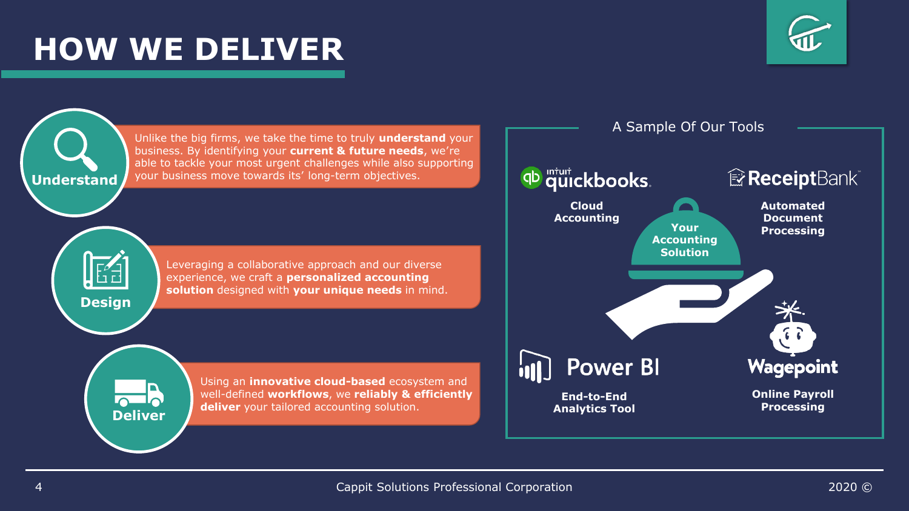# HOW WE DELIVER

**Understand**

Unlike the big firms, we take the time to truly **understand** your business. By identifying your **current & future needs**, we're able to tackle your most urgent challenges while also supporting your business move towards its' long-term objectives.

**Design**

Leveraging a collaborative approach and our diverse experience, we craft a **personalized accounting solution** designed with **your unique needs** in mind.

**Deliver**

Using an **innovative cloud-based** ecosystem and well-defined **workflows**, we **reliably & efficiently deliver** your tailored accounting solution.

## A Sample Of Our Tools

**Your Accounting Solution**

- **intuit quickbooks** — **Cloud Accounting**
- **ReceiptBank** — **Automated Document Processing**
- **Power BI** — **End-to-End Analytics Tool**
- **Wagepoint** — **Online Payroll Processing**

Cappit Solutions Professional Corporation

2020 ©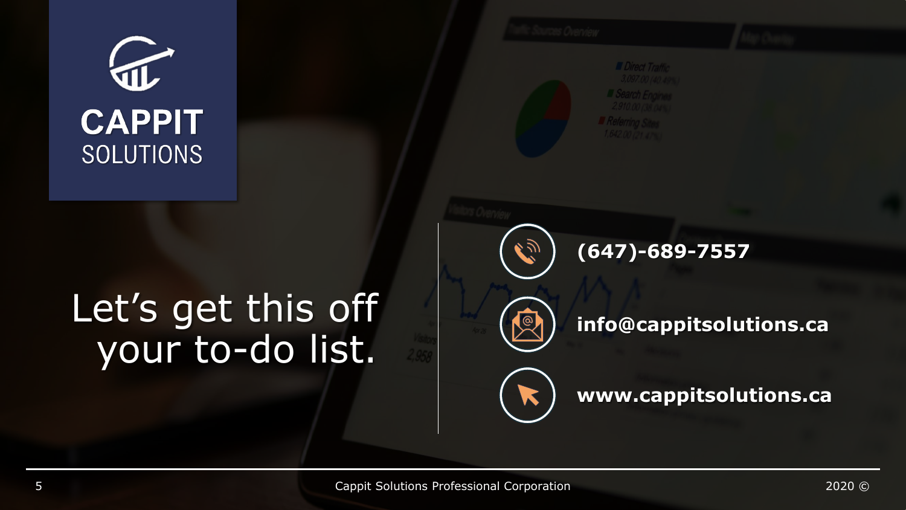**CAPPIT**
SOLUTIONS

# Let’s get this off your to-do list.

**(647)-689-7557**

**info@cappitsolutions.ca**

**www.cappitsolutions.ca**